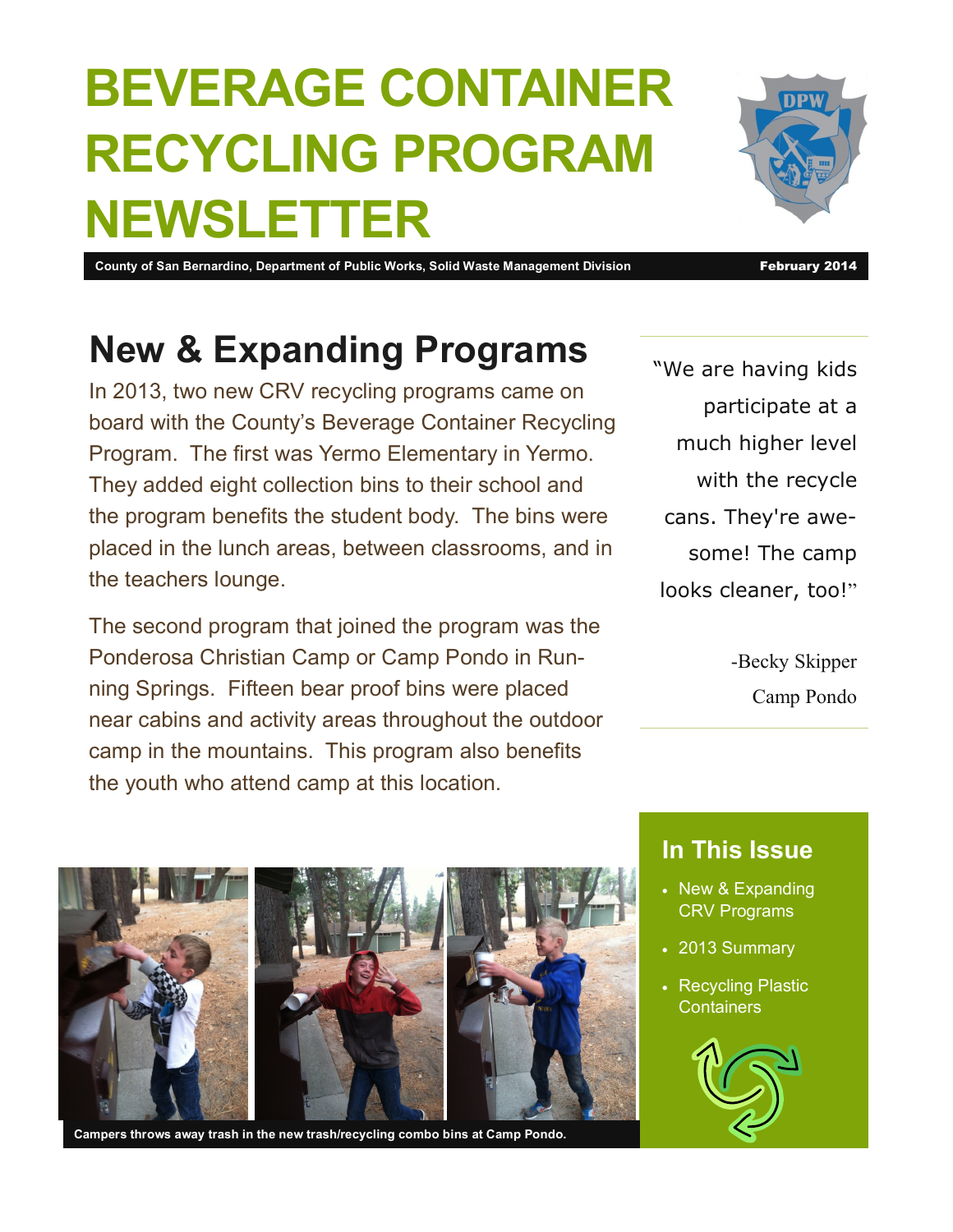# BEVERAGE CONTAINER RECYCLING PROGRAM NEWSLETTER

**County of San Bernardino, Department of Public Works, Solid Waste Management Division** — **February 2014**

## New & Expanding Programs

In 2013, two new CRV recycling programs came on board with the County's Beverage Container Recycling Program. The first was Yermo Elementary in Yermo. They added eight collection bins to their school and the program benefits the student body. The bins were placed in the lunch areas, between classrooms, and in the teachers lounge.

The second program that joined the program was the Ponderosa Christian Camp or Camp Pondo in Running Springs. Fifteen bear proof bins were placed near cabins and activity areas throughout the outdoor camp in the mountains. This program also benefits the youth who attend camp at this location.

> "We are having kids participate at a much higher level with the recycle cans. They're awesome! The camp looks cleaner, too!"
>
> -Becky Skipper
> Camp Pondo

**Campers throws away trash in the new trash/recycling combo bins at Camp Pondo.**

### In This Issue

- New & Expanding CRV Programs
- 2013 Summary
- Recycling Plastic Containers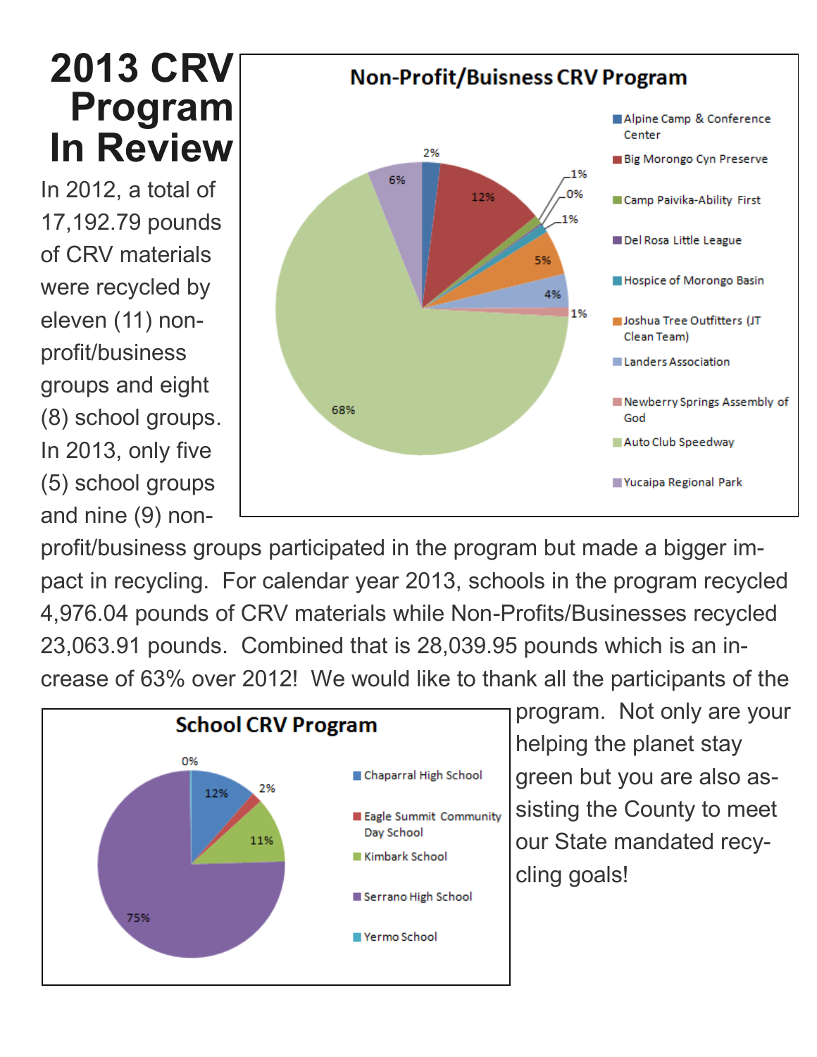# 2013 CRV Program In Review

In 2012, a total of 17,192.79 pounds of CRV materials were recycled by eleven (11) non-profit/business groups and eight (8) school groups. In 2013, only five (5) school groups and nine (9) non-profit/business groups participated in the program but made a bigger impact in recycling. For calendar year 2013, schools in the program recycled 4,976.04 pounds of CRV materials while Non-Profits/Businesses recycled 23,063.91 pounds. Combined that is 28,039.95 pounds which is an increase of 63% over 2012! We would like to thank all the participants of the program. Not only are your helping the planet stay green but you are also assisting the County to meet our State mandated recycling goals!

**Non-Profit/Buisness CRV Program**

| Participant | Share |
|---|---|
| Alpine Camp & Conference Center | 2% |
| Big Morongo Cyn Preserve | 12% |
| Camp Paivika-Ability First | 1% |
| Del Rosa Little League | 0% |
| Hospice of Morongo Basin | 1% |
| Joshua Tree Outfitters (JT Clean Team) | 5% |
| Landers Association | 4% |
| Newberry Springs Assembly of God | 1% |
| Auto Club Speedway | 68% |
| Yucaipa Regional Park | 6% |

**School CRV Program**

| School | Share |
|---|---|
| Chaparral High School | 12% |
| Eagle Summit Community Day School | 2% |
| Kimbark School | 11% |
| Serrano High School | 75% |
| Yermo School | 0% |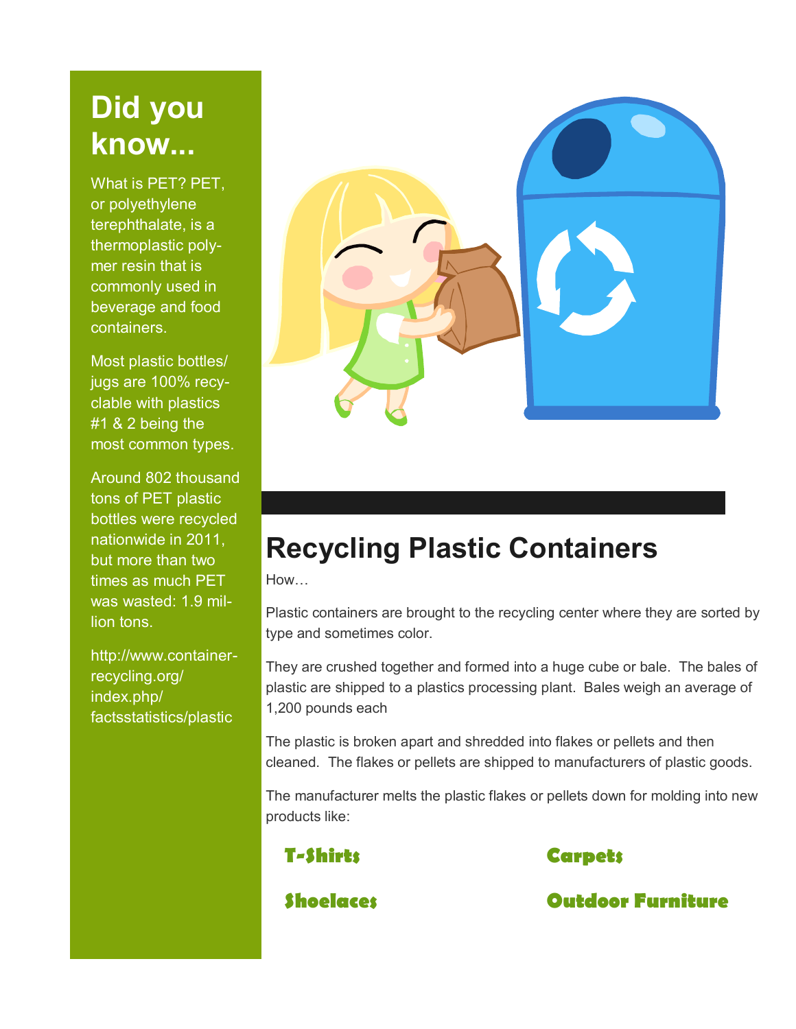## Did you know...

What is PET? PET, or polyethylene terephthalate, is a thermoplastic polymer resin that is commonly used in beverage and food containers.

Most plastic bottles/jugs are 100% recyclable with plastics #1 & 2 being the most common types.

Around 802 thousand tons of PET plastic bottles were recycled nationwide in 2011, but more than two times as much PET was wasted: 1.9 million tons.

http://www.container-recycling.org/index.php/factsstatistics/plastic

# Recycling Plastic Containers

How…

Plastic containers are brought to the recycling center where they are sorted by type and sometimes color.

They are crushed together and formed into a huge cube or bale. The bales of plastic are shipped to a plastics processing plant. Bales weigh an average of 1,200 pounds each

The plastic is broken apart and shredded into flakes or pellets and then cleaned. The flakes or pellets are shipped to manufacturers of plastic goods.

The manufacturer melts the plastic flakes or pellets down for molding into new products like:

**T-Shirts**

**Carpets**

**Shoelaces**

**Outdoor Furniture**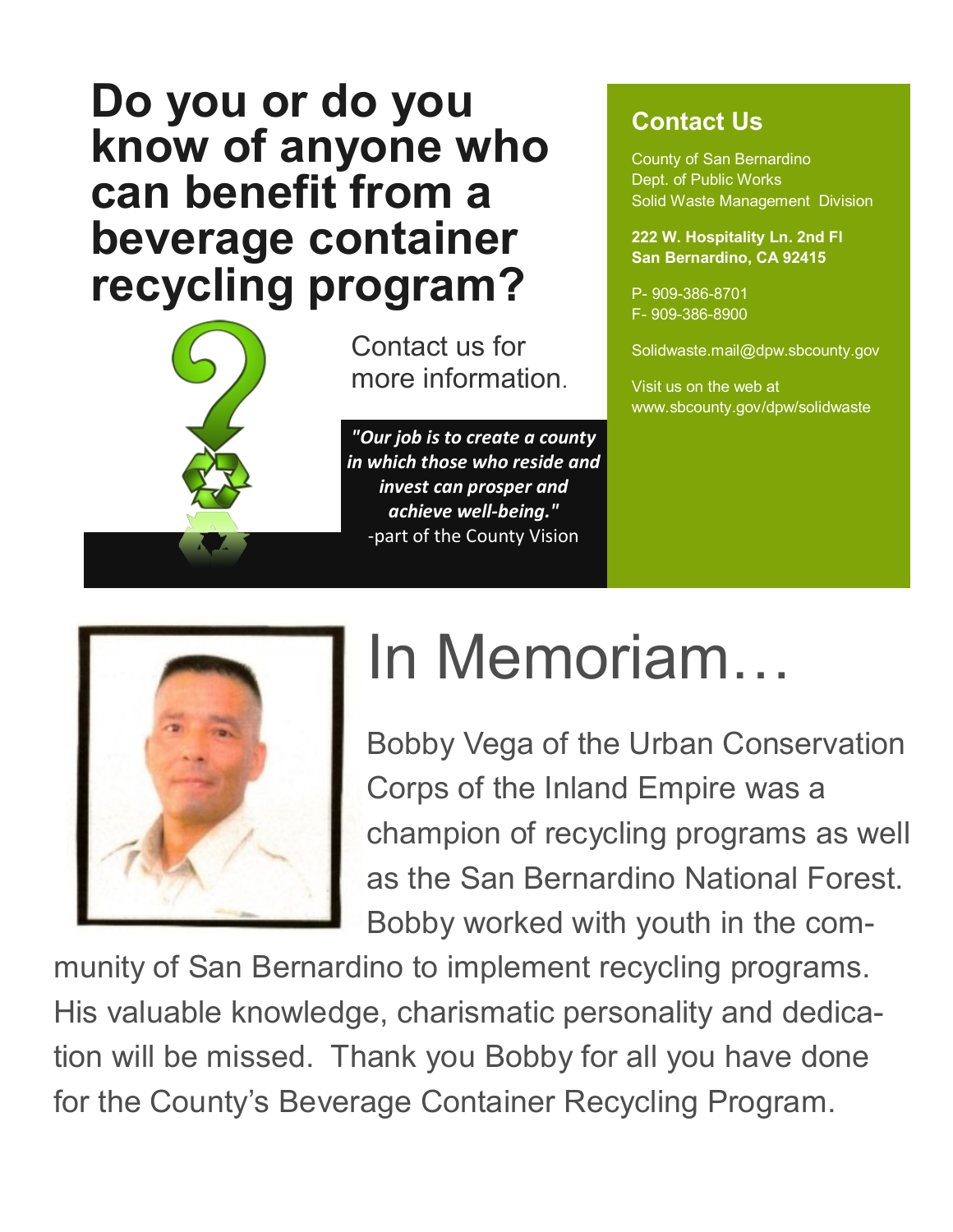# Do you or do you know of anyone who can benefit from a beverage container recycling program?

Contact us for more information.

***"Our job is to create a county in which those who reside and invest can prosper and achieve well-being."***
-part of the County Vision

## Contact Us

County of San Bernardino
Dept. of Public Works
Solid Waste Management Division

**222 W. Hospitality Ln. 2nd Fl**
**San Bernardino, CA 92415**

P- 909-386-8701
F- 909-386-8900

Solidwaste.mail@dpw.sbcounty.gov

Visit us on the web at
www.sbcounty.gov/dpw/solidwaste

# In Memoriam…

Bobby Vega of the Urban Conservation Corps of the Inland Empire was a champion of recycling programs as well as the San Bernardino National Forest. Bobby worked with youth in the community of San Bernardino to implement recycling programs. His valuable knowledge, charismatic personality and dedication will be missed. Thank you Bobby for all you have done for the County's Beverage Container Recycling Program.